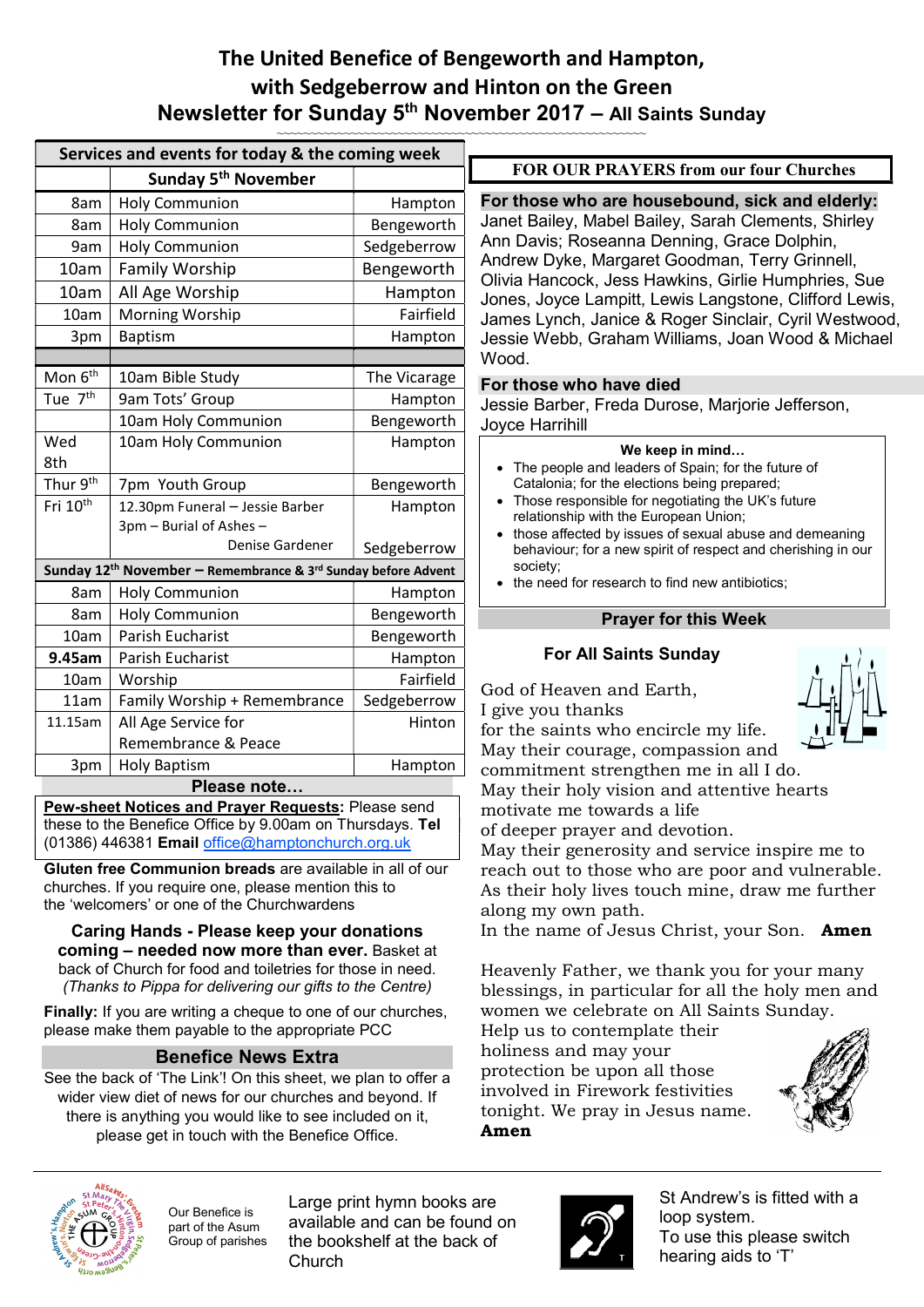# The United Benefice of Bengeworth and Hampton, with Sedgeberrow and Hinton on the Green

## Newsletter for Sunday 5th November 2017 – All Saints Sunday

| Services and events for today & the coming week | | |
|---|---|---|
| | **Sunday 5th November** | |
| 8am | Holy Communion | Hampton |
| 8am | Holy Communion | Bengeworth |
| 9am | Holy Communion | Sedgeberrow |
| 10am | Family Worship | Bengeworth |
| 10am | All Age Worship | Hampton |
| 10am | Morning Worship | Fairfield |
| 3pm | Baptism | Hampton |
| | | |
| Mon 6th | 10am Bible Study | The Vicarage |
| Tue 7th | 9am Tots' Group | Hampton |
| | 10am Holy Communion | Bengeworth |
| Wed 8th | 10am Holy Communion | Hampton |
| Thur 9th | 7pm Youth Group | Bengeworth |
| Fri 10th | 12.30pm Funeral – Jessie Barber | Hampton |
| | 3pm – Burial of Ashes – Denise Gardener | Sedgeberrow |
| **Sunday 12th November – Remembrance & 3rd Sunday before Advent** | | |
| 8am | Holy Communion | Hampton |
| 8am | Holy Communion | Bengeworth |
| 10am | Parish Eucharist | Bengeworth |
| **9.45am** | Parish Eucharist | Hampton |
| 10am | Worship | Fairfield |
| 11am | Family Worship + Remembrance | Sedgeberrow |
| 11.15am | All Age Service for Remembrance & Peace | Hinton |
| 3pm | Holy Baptism | Hampton |

### Please note…

**Pew-sheet Notices and Prayer Requests:** Please send these to the Benefice Office by 9.00am on Thursdays. **Tel** (01386) 446381 **Email** office@hamptonchurch.org.uk

**Gluten free Communion breads** are available in all of our churches. If you require one, please mention this to the 'welcomers' or one of the Churchwardens

**Caring Hands - Please keep your donations coming – needed now more than ever.** Basket at back of Church for food and toiletries for those in need. *(Thanks to Pippa for delivering our gifts to the Centre)*

**Finally:** If you are writing a cheque to one of our churches, please make them payable to the appropriate PCC

### Beneﬁce News Extra

See the back of 'The Link'! On this sheet, we plan to offer a wider view diet of news for our churches and beyond. If there is anything you would like to see included on it, please get in touch with the Benefice Office.

## FOR OUR PRAYERS from our four Churches

**For those who are housebound, sick and elderly:**
Janet Bailey, Mabel Bailey, Sarah Clements, Shirley Ann Davis; Roseanna Denning, Grace Dolphin, Andrew Dyke, Margaret Goodman, Terry Grinnell, Olivia Hancock, Jess Hawkins, Girlie Humphries, Sue Jones, Joyce Lampitt, Lewis Langstone, Clifford Lewis, James Lynch, Janice & Roger Sinclair, Cyril Westwood, Jessie Webb, Graham Williams, Joan Wood & Michael Wood.

**For those who have died**
Jessie Barber, Freda Durose, Marjorie Jefferson, Joyce Harrihill

**We keep in mind…**

- The people and leaders of Spain; for the future of Catalonia; for the elections being prepared;
- Those responsible for negotiating the UK's future relationship with the European Union;
- those affected by issues of sexual abuse and demeaning behaviour; for a new spirit of respect and cherishing in our society;
- the need for research to find new antibiotics;

### Prayer for this Week

**For All Saints Sunday**

God of Heaven and Earth,
I give you thanks
for the saints who encircle my life.
May their courage, compassion and commitment strengthen me in all I do.
May their holy vision and attentive hearts motivate me towards a life
of deeper prayer and devotion.
May their generosity and service inspire me to reach out to those who are poor and vulnerable.
As their holy lives touch mine, draw me further along my own path.
In the name of Jesus Christ, your Son. **Amen**

Heavenly Father, we thank you for your many blessings, in particular for all the holy men and women we celebrate on All Saints Sunday.
Help us to contemplate their holiness and may your protection be upon all those involved in Firework festivities tonight. We pray in Jesus name.
**Amen**

---

Our Benefice is part of the Asum Group of parishes

Large print hymn books are available and can be found on the bookshelf at the back of Church

St Andrew's is fitted with a loop system.
To use this please switch hearing aids to 'T'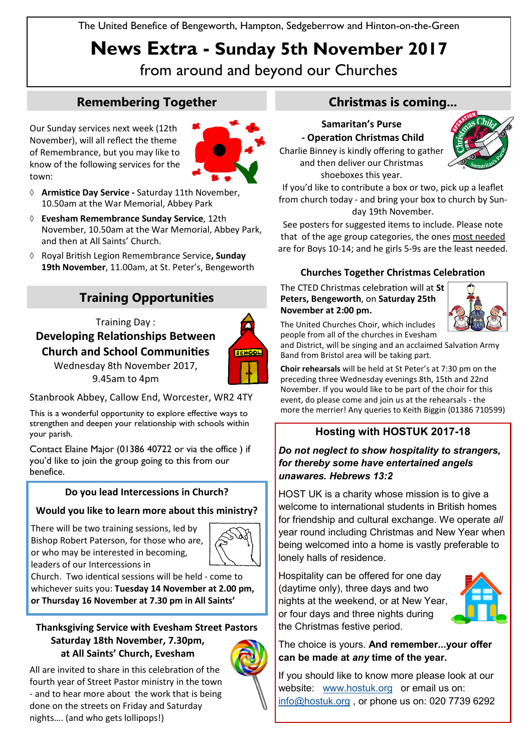The United Benefice of Bengeworth, Hampton, Sedgeberrow and Hinton-on-the-Green

# News Extra - Sunday 5th November 2017

from around and beyond our Churches

## Remembering Together

Our Sunday services next week (12th November), will all reflect the theme of Remembrance, but you may like to know of the following services for the town:

- **Armistice Day Service -** Saturday 11th November, 10.50am at the War Memorial, Abbey Park
- **Evesham Remembrance Sunday Service**, 12th November, 10.50am at the War Memorial, Abbey Park, and then at All Saints' Church.
- Royal British Legion Remembrance Service**, Sunday 19th November**, 11.00am, at St. Peter's, Bengeworth

## Training Opportunities

Training Day :

**Developing Relationships Between Church and School Communities**

Wednesday 8th November 2017, 9.45am to 4pm

Stanbrook Abbey, Callow End, Worcester, WR2 4TY

This is a wonderful opportunity to explore effective ways to strengthen and deepen your relationship with schools within your parish.

Contact Elaine Major (01386 40722 or via the office ) if you'd like to join the group going to this from our benefice.

**Do you lead Intercessions in Church?**

**Would you like to learn more about this ministry?**

There will be two training sessions, led by Bishop Robert Paterson, for those who are, or who may be interested in becoming, leaders of our Intercessions in Church. Two identical sessions will be held - come to whichever suits you: **Tuesday 14 November at 2.00 pm, or Thursday 16 November at 7.30 pm in All Saints'**

**Thanksgiving Service with Evesham Street Pastors Saturday 18th November, 7.30pm, at All Saints' Church, Evesham**

All are invited to share in this celebration of the fourth year of Street Pastor ministry in the town - and to hear more about the work that is being done on the streets on Friday and Saturday nights…. (and who gets lollipops!)

## Christmas is coming…

**Samaritan's Purse - Operation Christmas Child**

Charlie Binney is kindly offering to gather and then deliver our Christmas shoeboxes this year.

If you'd like to contribute a box or two, pick up a leaflet from church today - and bring your box to church by Sunday 19th November.

See posters for suggested items to include. Please note that of the age group categories, the ones most needed are for Boys 10-14; and he girls 5-9s are the least needed.

**Churches Together Christmas Celebration**

The CTED Christmas celebration will at **St Peters, Bengeworth**, on **Saturday 25th November at 2:00 pm.**

The United Churches Choir, which includes people from all of the churches in Evesham and District, will be singing and an acclaimed Salvation Army Band from Bristol area will be taking part.

**Choir rehearsals** will be held at St Peter's at 7:30 pm on the preceding three Wednesday evenings 8th, 15th and 22nd November. If you would like to be part of the choir for this event, do please come and join us at the rehearsals - the more the merrier! Any queries to Keith Biggin (01386 710599)

## Hosting with HOSTUK 2017-18

***Do not neglect to show hospitality to strangers, for thereby some have entertained angels unawares. Hebrews 13:2***

HOST UK is a charity whose mission is to give a welcome to international students in British homes for friendship and cultural exchange. We operate *all* year round including Christmas and New Year when being welcomed into a home is vastly preferable to lonely halls of residence.

Hospitality can be offered for one day (daytime only), three days and two nights at the weekend, or at New Year, or four days and three nights during the Christmas festive period.

The choice is yours. **And remember...your offer can be made at *any* time of the year.**

If you should like to know more please look at our website: www.hostuk.org or email us on: info@hostuk.org , or phone us on: 020 7739 6292